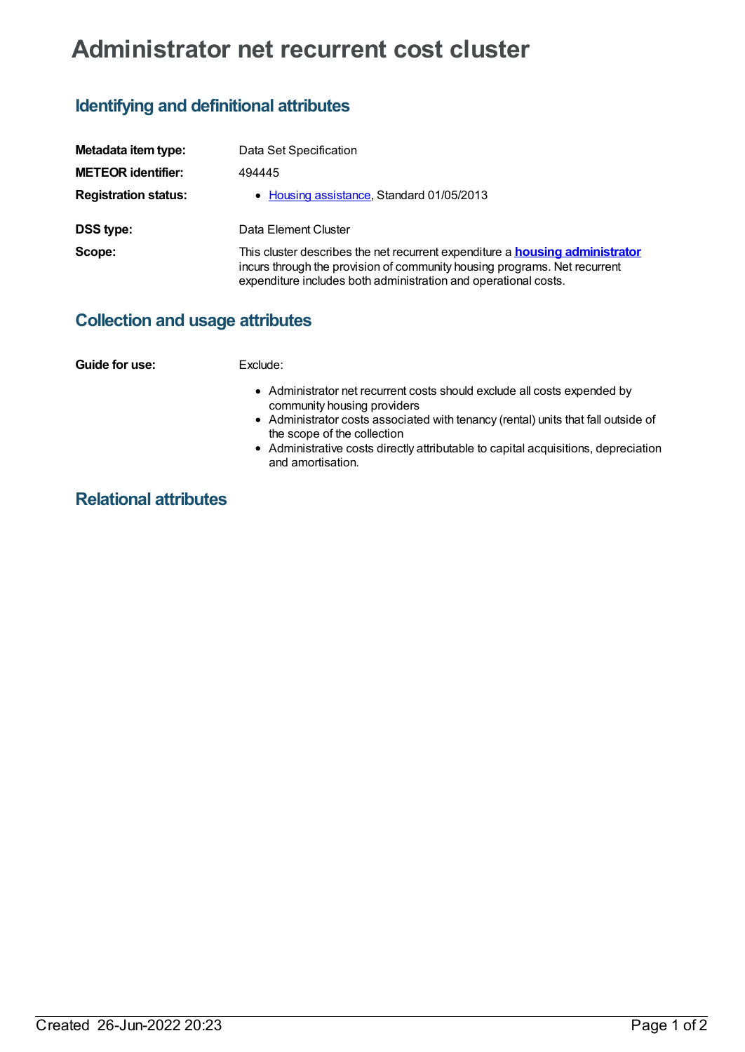# Administrator net recurrent cost cluster

## Identifying and definitional attributes

**Metadata item type:** Data Set Specification

**METEOR identifier:** 494445

**Registration status:**
- Housing assistance, Standard 01/05/2013

**DSS type:** Data Element Cluster

**Scope:** This cluster describes the net recurrent expenditure a **housing administrator** incurs through the provision of community housing programs. Net recurrent expenditure includes both administration and operational costs.

## Collection and usage attributes

**Guide for use:** Exclude:

- Administrator net recurrent costs should exclude all costs expended by community housing providers
- Administrator costs associated with tenancy (rental) units that fall outside of the scope of the collection
- Administrative costs directly attributable to capital acquisitions, depreciation and amortisation.

## Relational attributes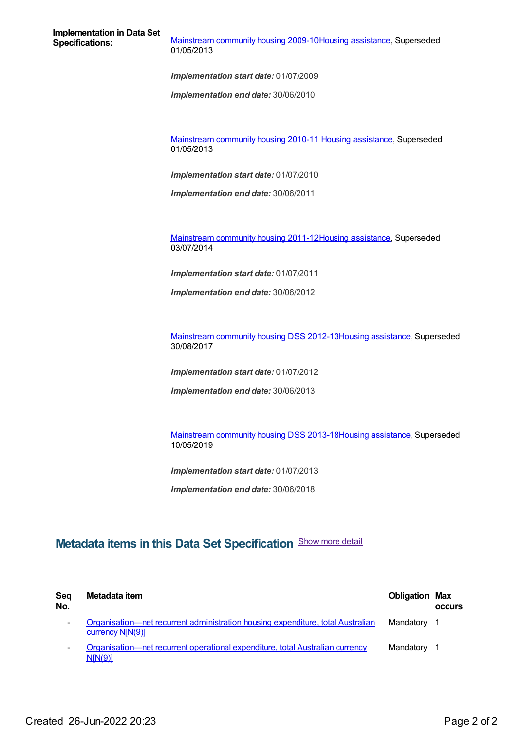**Implementation in Data Set Specifications:**

Mainstream community housing 2009-10Housing assistance, Superseded 01/05/2013

*Implementation start date:* 01/07/2009

*Implementation end date:* 30/06/2010

Mainstream community housing 2010-11 Housing assistance, Superseded 01/05/2013

*Implementation start date:* 01/07/2010

*Implementation end date:* 30/06/2011

Mainstream community housing 2011-12Housing assistance, Superseded 03/07/2014

*Implementation start date:* 01/07/2011

*Implementation end date:* 30/06/2012

Mainstream community housing DSS 2012-13Housing assistance, Superseded 30/08/2017

*Implementation start date:* 01/07/2012

*Implementation end date:* 30/06/2013

Mainstream community housing DSS 2013-18Housing assistance, Superseded 10/05/2019

*Implementation start date:* 01/07/2013

*Implementation end date:* 30/06/2018

## Metadata items in this Data Set Specification

Show more detail

| Seq No. | Metadata item | Obligation | Max occurs |
| --- | --- | --- | --- |
| - | Organisation—net recurrent administration housing expenditure, total Australian currency N[N(9)] | Mandatory | 1 |
| - | Organisation—net recurrent operational expenditure, total Australian currency N[N(9)] | Mandatory | 1 |